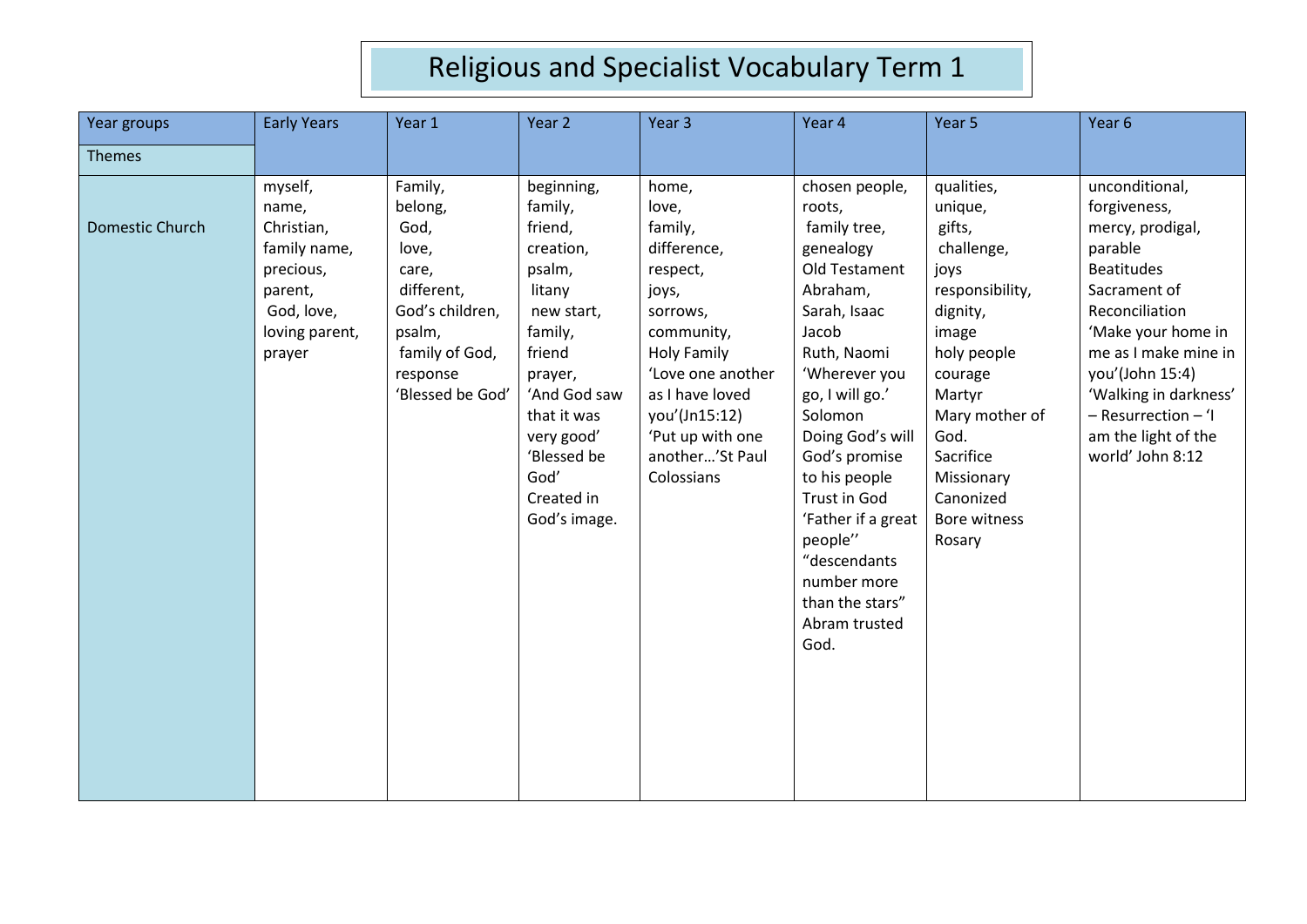# Religious and Specialist Vocabulary Term 1

| Year groups<br>Themes | Early Years | Year 1 | Year 2 | Year 3 | Year 4 | Year 5 | Year 6 |
|---|---|---|---|---|---|---|---|
| Domestic Church | myself,<br>name,<br>Christian,<br>family name,<br>precious,<br>parent,<br>God, love,<br>loving parent,<br>prayer | Family,<br>belong,<br>God,<br>love,<br>care,<br>different,<br>God's children,<br>psalm,<br>family of God,<br>response<br>'Blessed be God' | beginning,<br>family,<br>friend,<br>creation,<br>psalm,<br>litany<br>new start,<br>family,<br>friend<br>prayer,<br>'And God saw that it was very good'<br>'Blessed be God'<br>Created in God's image. | home,<br>love,<br>family,<br>difference,<br>respect,<br>joys,<br>sorrows,<br>community,<br>Holy Family<br>'Love one another as I have loved you'(Jn15:12)<br>'Put up with one another…'St Paul Colossians | chosen people,<br>roots,<br>family tree,<br>genealogy<br>Old Testament<br>Abraham,<br>Sarah, Isaac<br>Jacob<br>Ruth, Naomi<br>'Wherever you go, I will go.'<br>Solomon<br>Doing God's will<br>God's promise to his people<br>Trust in God<br>'Father if a great people''<br>"descendants number more than the stars"<br>Abram trusted God. | qualities,<br>unique,<br>gifts,<br>challenge,<br>joys<br>responsibility,<br>dignity,<br>image<br>holy people<br>courage<br>Martyr<br>Mary mother of God.<br>Sacrifice<br>Missionary<br>Canonized<br>Bore witness<br>Rosary | unconditional,<br>forgiveness,<br>mercy, prodigal,<br>parable<br>Beatitudes<br>Sacrament of Reconciliation<br>'Make your home in me as I make mine in you'(John 15:4)<br>'Walking in darkness' – Resurrection – 'I am the light of the world' John 8:12 |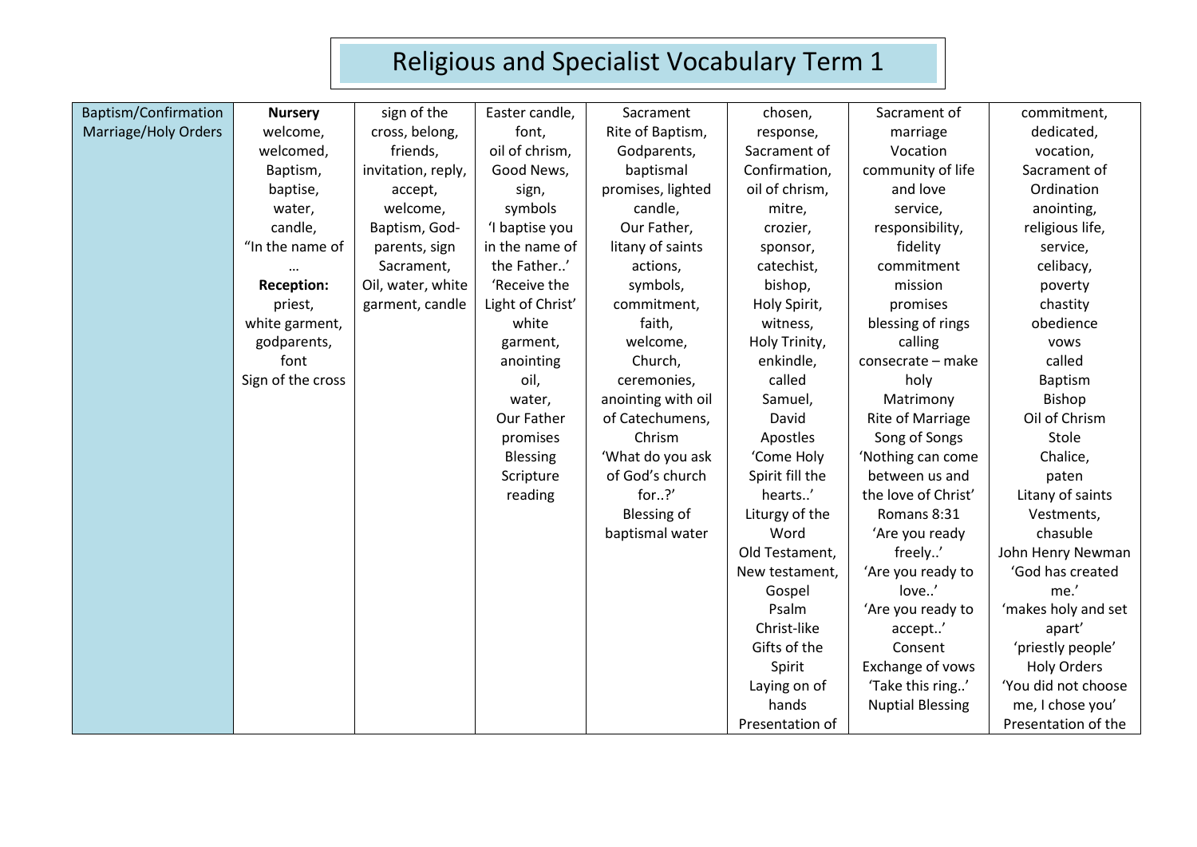# Religious and Specialist Vocabulary Term 1

| Baptism/Confirmation Marriage/Holy Orders | **Nursery** welcome, welcomed, Baptism, baptise, water, candle, "In the name of … **Reception:** priest, white garment, godparents, font Sign of the cross | sign of the cross, belong, friends, invitation, reply, accept, welcome, Baptism, God-parents, sign Sacrament, Oil, water, white garment, candle | Easter candle, font, oil of chrism, Good News, sign, symbols 'I baptise you in the name of the Father..' 'Receive the Light of Christ' white garment, anointing oil, water, Our Father promises Blessing Scripture reading | Sacrament Rite of Baptism, Godparents, baptismal promises, lighted candle, Our Father, litany of saints actions, symbols, commitment, faith, welcome, Church, ceremonies, anointing with oil of Catechumens, Chrism 'What do you ask of God's church for..?' Blessing of baptismal water | chosen, response, Sacrament of Confirmation, oil of chrism, mitre, crozier, sponsor, catechist, bishop, Holy Spirit, witness, Holy Trinity, enkindle, called Samuel, David Apostles 'Come Holy Spirit fill the hearts..' Liturgy of the Word Old Testament, New testament, Gospel Psalm Christ-like Gifts of the Spirit Laying on of hands Presentation of | Sacrament of marriage Vocation community of life and love service, responsibility, fidelity commitment mission promises blessing of rings calling consecrate – make holy Matrimony Rite of Marriage Song of Songs 'Nothing can come between us and the love of Christ' Romans 8:31 'Are you ready freely..' 'Are you ready to love..' 'Are you ready to accept..' Consent Exchange of vows 'Take this ring..' Nuptial Blessing | commitment, dedicated, vocation, Sacrament of Ordination anointing, religious life, service, celibacy, poverty chastity obedience vows called Baptism Bishop Oil of Chrism Stole Chalice, paten Litany of saints Vestments, chasuble John Henry Newman 'God has created me.' 'makes holy and set apart' 'priestly people' Holy Orders 'You did not choose me, I chose you' Presentation of the |
|---|---|---|---|---|---|---|---|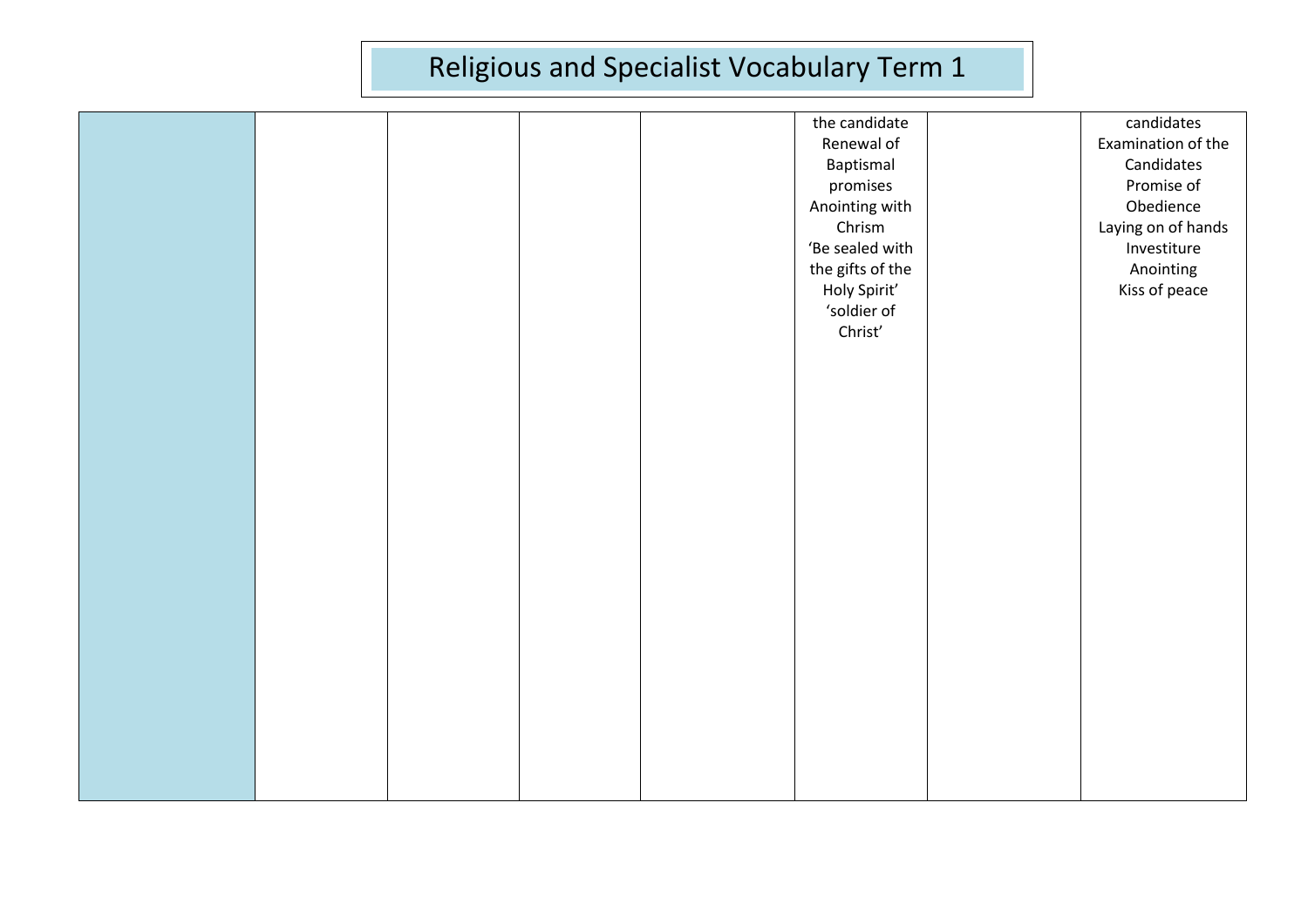# Religious and Specialist Vocabulary Term 1

| | | | | | | | |
|---|---|---|---|---|---|---|---|
| | | | | | the candidate<br>Renewal of Baptismal promises<br>Anointing with Chrism<br>'Be sealed with the gifts of the Holy Spirit'<br>'soldier of Christ' | | candidates<br>Examination of the Candidates<br>Promise of Obedience<br>Laying on of hands<br>Investiture<br>Anointing<br>Kiss of peace |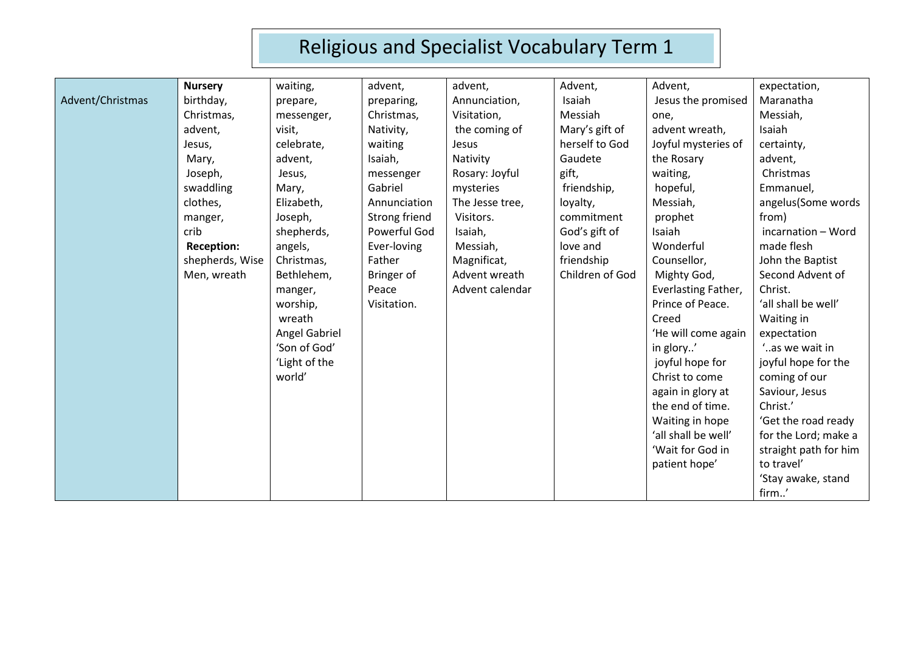# Religious and Specialist Vocabulary Term 1

| | | | | | | | |
|---|---|---|---|---|---|---|---|
| Advent/Christmas | **Nursery** birthday, Christmas, advent, Jesus, Mary, Joseph, swaddling clothes, manger, crib **Reception:** shepherds, Wise Men, wreath | waiting, prepare, messenger, visit, celebrate, advent, Jesus, Mary, Elizabeth, Joseph, shepherds, angels, Christmas, Bethlehem, manger, worship, wreath Angel Gabriel 'Son of God' 'Light of the world' | advent, preparing, Christmas, Nativity, waiting Isaiah, messenger Gabriel Annunciation Strong friend Powerful God Ever-loving Father Bringer of Peace Visitation. | advent, Annunciation, Visitation, the coming of Jesus Nativity Rosary: Joyful mysteries The Jesse tree, Visitors. Isaiah, Messiah, Magnificat, Advent wreath Advent calendar | Advent, Isaiah Messiah Mary's gift of herself to God Gaudete gift, friendship, loyalty, commitment God's gift of love and friendship Children of God | Advent, Jesus the promised one, advent wreath, Joyful mysteries of the Rosary waiting, hopeful, Messiah, prophet Isaiah Wonderful Counsellor, Mighty God, Everlasting Father, Prince of Peace. Creed 'He will come again in glory..' joyful hope for Christ to come again in glory at the end of time. Waiting in hope 'all shall be well' 'Wait for God in patient hope' | expectation, Maranatha Messiah, Isaiah certainty, advent, Christmas Emmanuel, angelus(Some words from) incarnation – Word made flesh John the Baptist Second Advent of Christ. 'all shall be well' Waiting in expectation '..as we wait in joyful hope for the coming of our Saviour, Jesus Christ.' 'Get the road ready for the Lord; make a straight path for him to travel' 'Stay awake, stand firm..' |